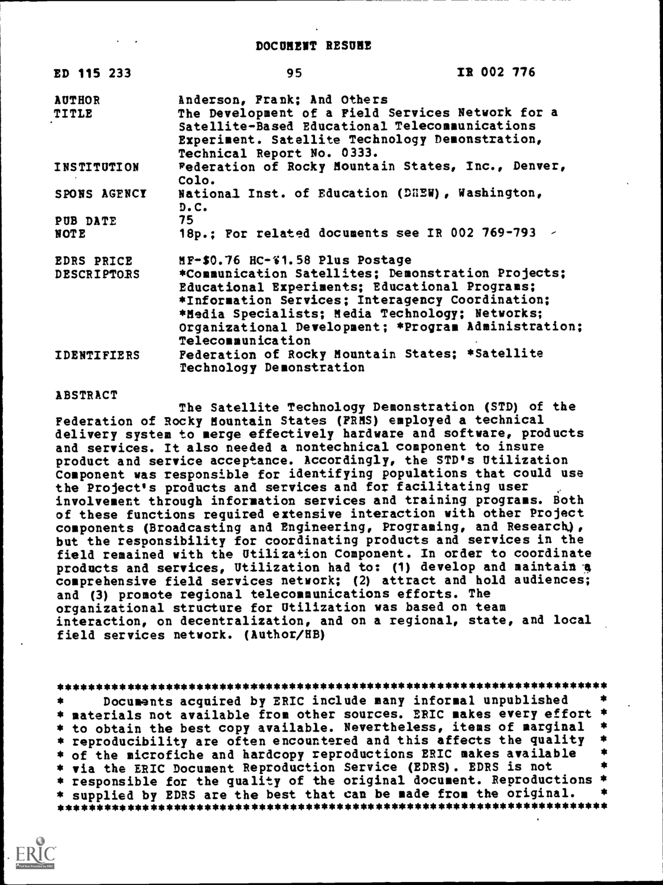# DOCUMENT RESUME

| ED 115 233 | 95 | IR 002 776 |
|---|---|---|

| | |
|---|---|
| AUTHOR | Anderson, Frank; And Others |
| TITLE | The Development of a Field Services Network for a Satellite-Based Educational Telecommunications Experiment. Satellite Technology Demonstration, Technical Report No. 0333. |
| INSTITUTION | Federation of Rocky Mountain States, Inc., Denver, Colo. |
| SPONS AGENCY | National Inst. of Education (DHEW), Washington, D.C. |
| PUB DATE | 75 |
| NOTE | 18p.; For related documents see IR 002 769-793 |
| EDRS PRICE | MF-$0.76 HC-$1.58 Plus Postage |
| DESCRIPTORS | *Communication Satellites; Demonstration Projects; Educational Experiments; Educational Programs; *Information Services; Interagency Coordination; *Media Specialists; Media Technology; Networks; Organizational Development; *Program Administration; Telecommunication |
| IDENTIFIERS | Federation of Rocky Mountain States; *Satellite Technology Demonstration |

ABSTRACT

The Satellite Technology Demonstration (STD) of the Federation of Rocky Mountain States (FRMS) employed a technical delivery system to merge effectively hardware and software, products and services. It also needed a nontechnical component to insure product and service acceptance. Accordingly, the STD's Utilization Component was responsible for identifying populations that could use the Project's products and services and for facilitating user involvement through information services and training programs. Both of these functions required extensive interaction with other Project components (Broadcasting and Engineering, Programing, and Research), but the responsibility for coordinating products and services in the field remained with the Utilization Component. In order to coordinate products and services, Utilization had to: (1) develop and maintain a comprehensive field services network; (2) attract and hold audiences; and (3) promote regional telecommunications efforts. The organizational structure for Utilization was based on team interaction, on decentralization, and on a regional, state, and local field services network. (Author/HB)

***********************************************************************
* Documents acquired by ERIC include many informal unpublished *
* materials not available from other sources. ERIC makes every effort *
* to obtain the best copy available. Nevertheless, items of marginal *
* reproducibility are often encountered and this affects the quality *
* of the microfiche and hardcopy reproductions ERIC makes available *
* via the ERIC Document Reproduction Service (EDRS). EDRS is not *
* responsible for the quality of the original document. Reproductions *
* supplied by EDRS are the best that can be made from the original. *
***********************************************************************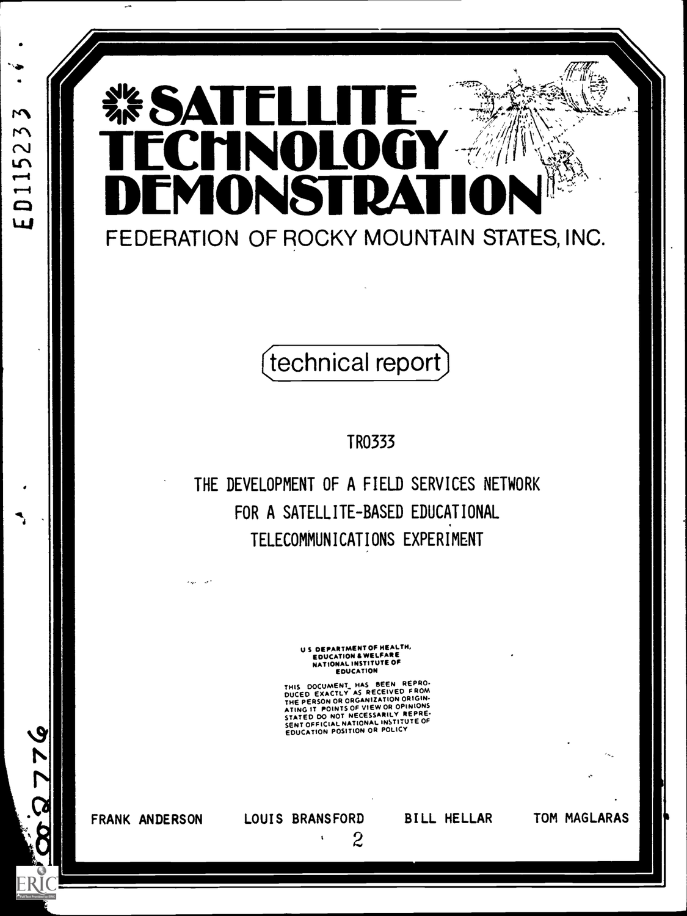# SATELLITE TECHNOLOGY DEMONSTRATION

FEDERATION OF ROCKY MOUNTAIN STATES, INC.

technical report

TR0333

THE DEVELOPMENT OF A FIELD SERVICES NETWORK FOR A SATELLITE-BASED EDUCATIONAL TELECOMMUNICATIONS EXPERIMENT

U S DEPARTMENT OF HEALTH, EDUCATION & WELFARE
NATIONAL INSTITUTE OF EDUCATION

THIS DOCUMENT HAS BEEN REPRODUCED EXACTLY AS RECEIVED FROM THE PERSON OR ORGANIZATION ORIGINATING IT. POINTS OF VIEW OR OPINIONS STATED DO NOT NECESSARILY REPRESENT OFFICIAL NATIONAL INSTITUTE OF EDUCATION POSITION OR POLICY

FRANK ANDERSON LOUIS BRANSFORD BILL HELLAR TOM MAGLARAS

ED115233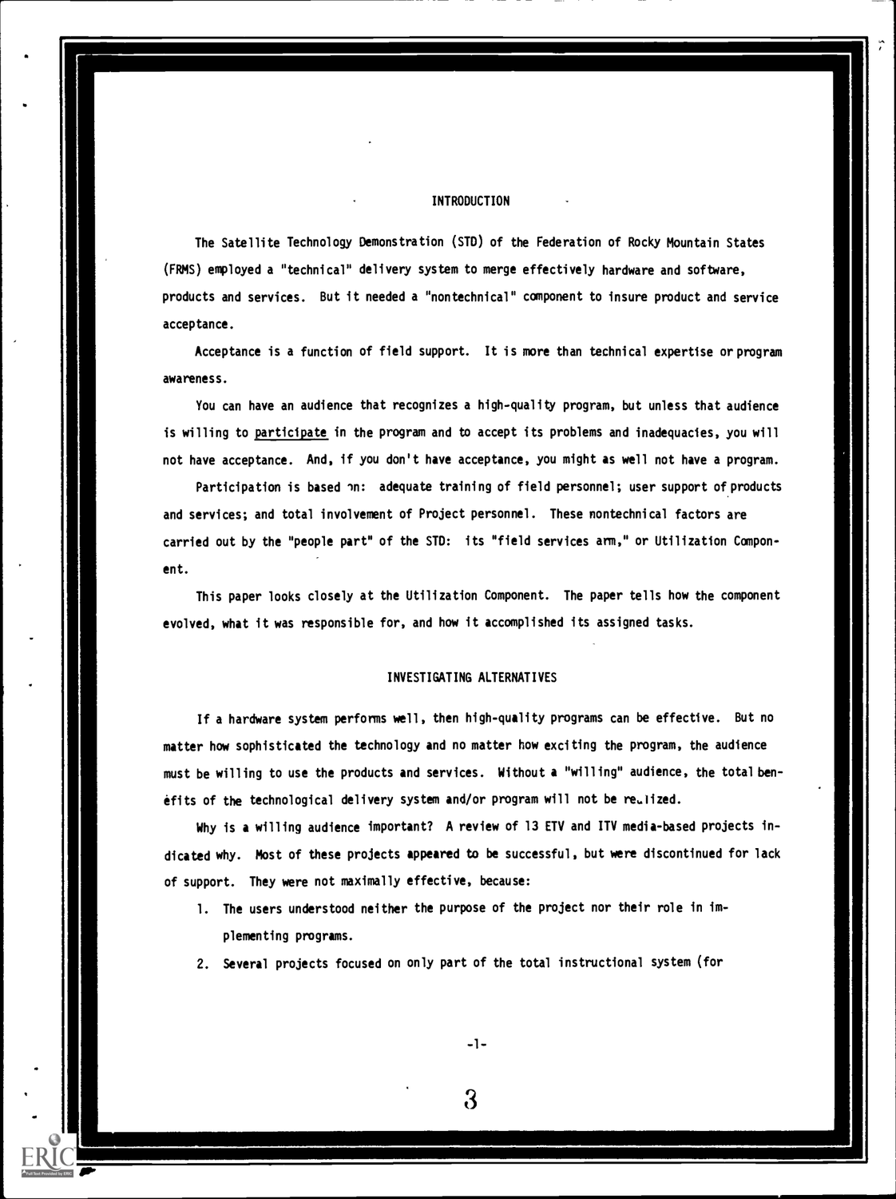## INTRODUCTION

The Satellite Technology Demonstration (STD) of the Federation of Rocky Mountain States (FRMS) employed a "technical" delivery system to merge effectively hardware and software, products and services. But it needed a "nontechnical" component to insure product and service acceptance.

Acceptance is a function of field support. It is more than technical expertise or program awareness.

You can have an audience that recognizes a high-quality program, but unless that audience is willing to participate in the program and to accept its problems and inadequacies, you will not have acceptance. And, if you don't have acceptance, you might as well not have a program.

Participation is based on: adequate training of field personnel; user support of products and services; and total involvement of Project personnel. These nontechnical factors are carried out by the "people part" of the STD: its "field services arm," or Utilization Component.

This paper looks closely at the Utilization Component. The paper tells how the component evolved, what it was responsible for, and how it accomplished its assigned tasks.

## INVESTIGATING ALTERNATIVES

If a hardware system performs well, then high-quality programs can be effective. But no matter how sophisticated the technology and no matter how exciting the program, the audience must be willing to use the products and services. Without a "willing" audience, the total benefits of the technological delivery system and/or program will not be realized.

Why is a willing audience important? A review of 13 ETV and ITV media-based projects indicated why. Most of these projects appeared to be successful, but were discontinued for lack of support. They were not maximally effective, because:

1. The users understood neither the purpose of the project nor their role in implementing programs.
2. Several projects focused on only part of the total instructional system (for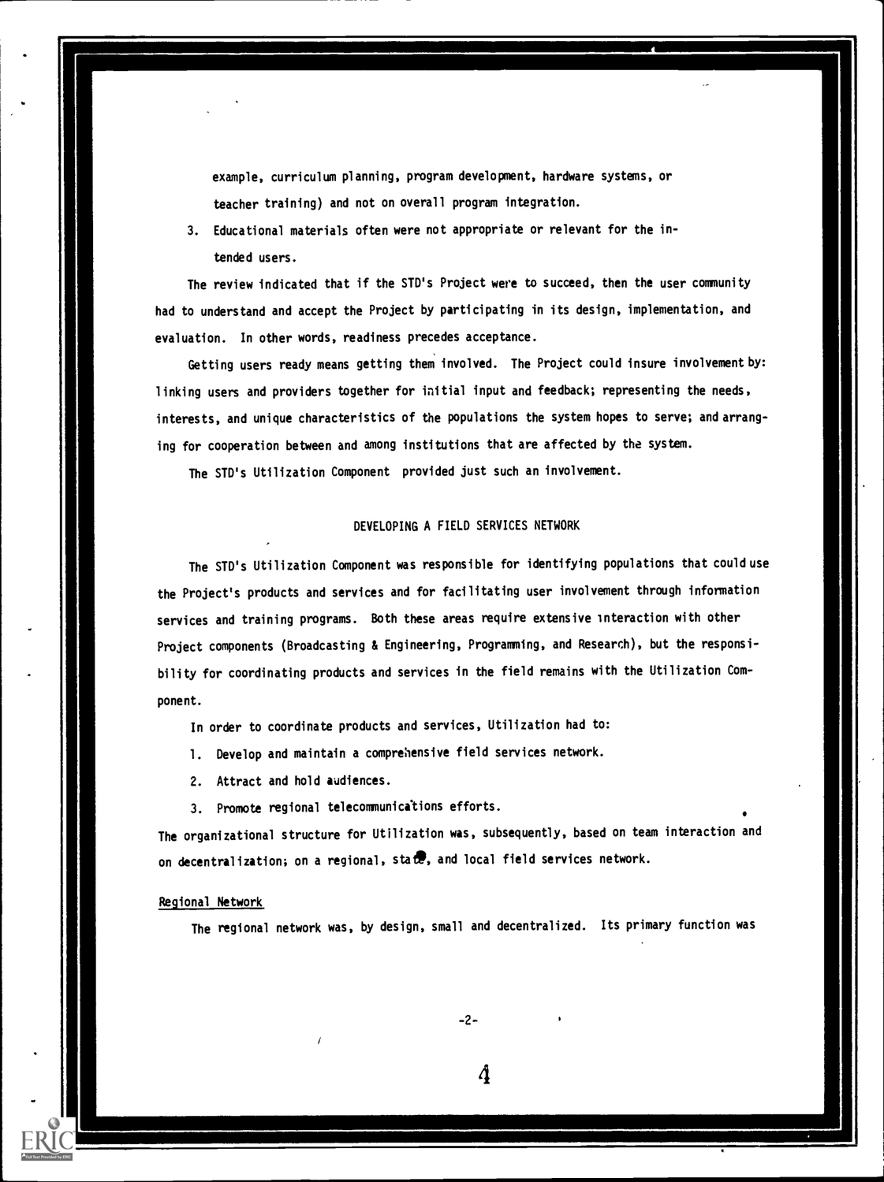example, curriculum planning, program development, hardware systems, or teacher training) and not on overall program integration.

3. Educational materials often were not appropriate or relevant for the intended users.

The review indicated that if the STD's Project were to succeed, then the user community had to understand and accept the Project by participating in its design, implementation, and evaluation. In other words, readiness precedes acceptance.

Getting users ready means getting them involved. The Project could insure involvement by: linking users and providers together for initial input and feedback; representing the needs, interests, and unique characteristics of the populations the system hopes to serve; and arranging for cooperation between and among institutions that are affected by the system.

The STD's Utilization Component provided just such an involvement.

## DEVELOPING A FIELD SERVICES NETWORK

The STD's Utilization Component was responsible for identifying populations that could use the Project's products and services and for facilitating user involvement through information services and training programs. Both these areas require extensive interaction with other Project components (Broadcasting & Engineering, Programming, and Research), but the responsibility for coordinating products and services in the field remains with the Utilization Component.

In order to coordinate products and services, Utilization had to:

1. Develop and maintain a comprehensive field services network.
2. Attract and hold audiences.
3. Promote regional telecommunications efforts.

The organizational structure for Utilization was, subsequently, based on team interaction and on decentralization; on a regional, state, and local field services network.

### Regional Network

The regional network was, by design, small and decentralized. Its primary function was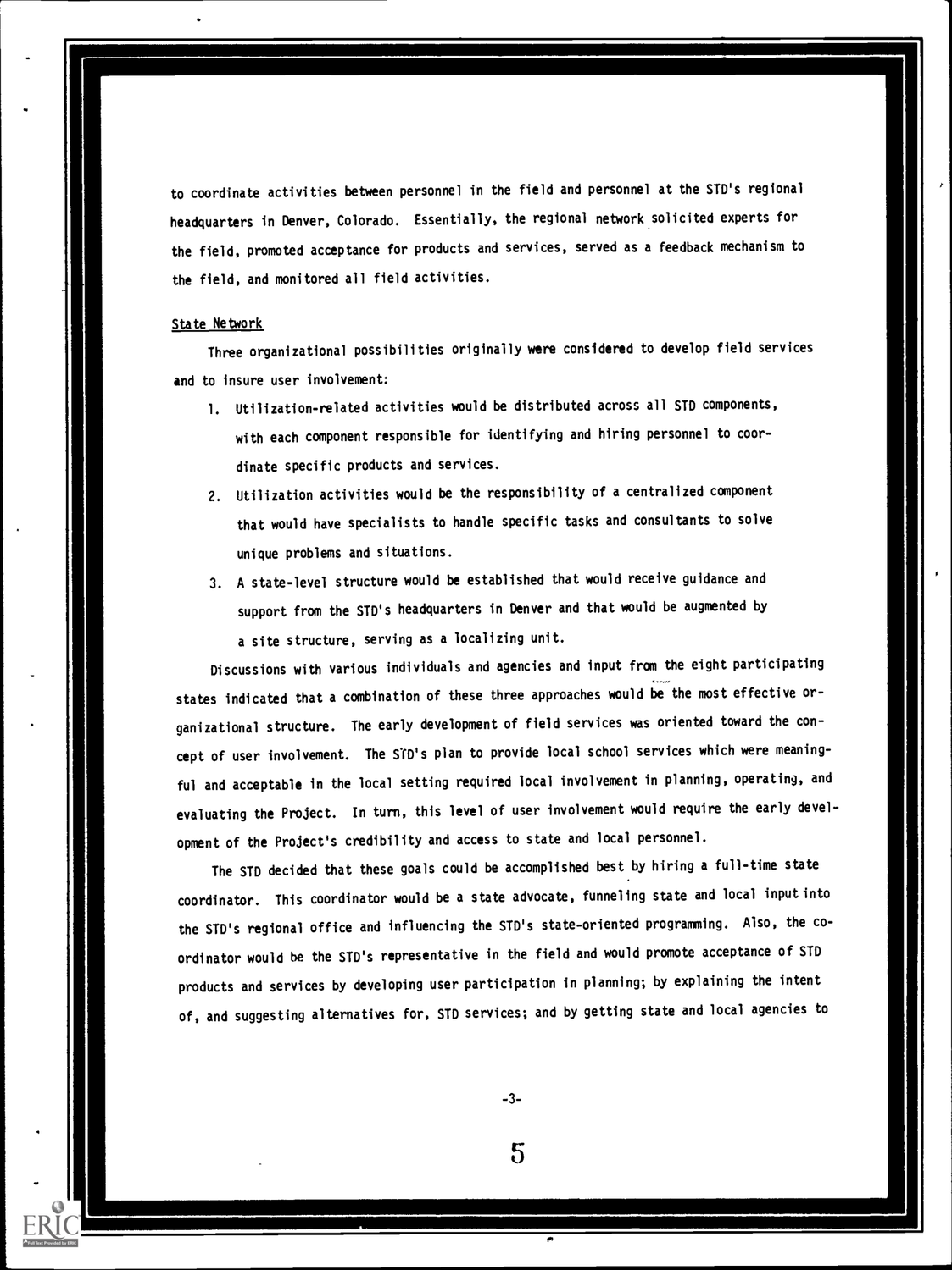to coordinate activities between personnel in the field and personnel at the STD's regional headquarters in Denver, Colorado. Essentially, the regional network solicited experts for the field, promoted acceptance for products and services, served as a feedback mechanism to the field, and monitored all field activities.

State Network

Three organizational possibilities originally were considered to develop field services and to insure user involvement:

1. Utilization-related activities would be distributed across all STD components, with each component responsible for identifying and hiring personnel to coordinate specific products and services.
2. Utilization activities would be the responsibility of a centralized component that would have specialists to handle specific tasks and consultants to solve unique problems and situations.
3. A state-level structure would be established that would receive guidance and support from the STD's headquarters in Denver and that would be augmented by a site structure, serving as a localizing unit.

Discussions with various individuals and agencies and input from the eight participating states indicated that a combination of these three approaches would be the most effective organizational structure. The early development of field services was oriented toward the concept of user involvement. The STD's plan to provide local school services which were meaningful and acceptable in the local setting required local involvement in planning, operating, and evaluating the Project. In turn, this level of user involvement would require the early development of the Project's credibility and access to state and local personnel.

The STD decided that these goals could be accomplished best by hiring a full-time state coordinator. This coordinator would be a state advocate, funneling state and local input into the STD's regional office and influencing the STD's state-oriented programming. Also, the coordinator would be the STD's representative in the field and would promote acceptance of STD products and services by developing user participation in planning; by explaining the intent of, and suggesting alternatives for, STD services; and by getting state and local agencies to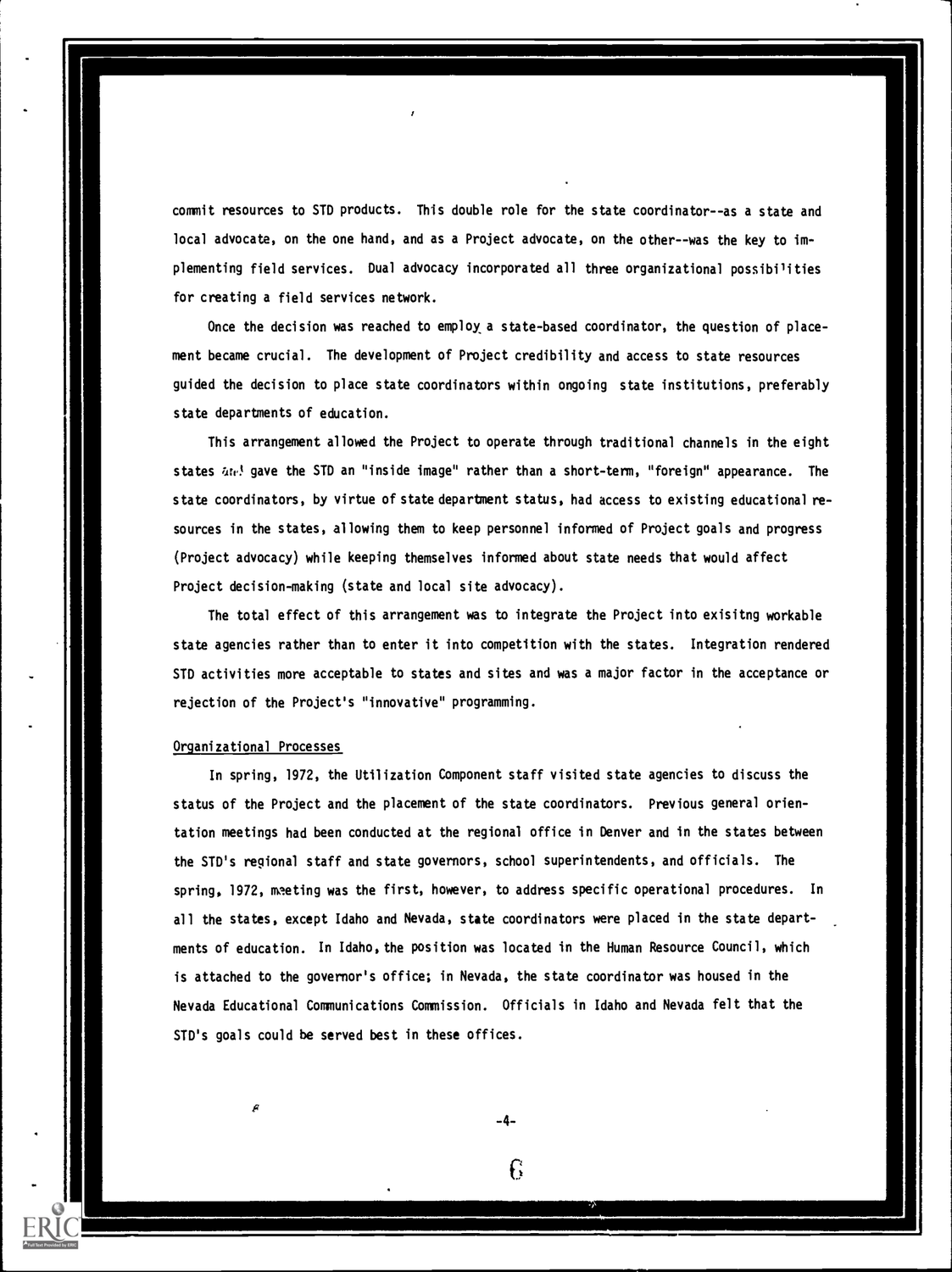commit resources to STD products. This double role for the state coordinator--as a state and local advocate, on the one hand, and as a Project advocate, on the other--was the key to implementing field services. Dual advocacy incorporated all three organizational possibilities for creating a field services network.

Once the decision was reached to employ a state-based coordinator, the question of placement became crucial. The development of Project credibility and access to state resources guided the decision to place state coordinators within ongoing state institutions, preferably state departments of education.

This arrangement allowed the Project to operate through traditional channels in the eight states and gave the STD an "inside image" rather than a short-term, "foreign" appearance. The state coordinators, by virtue of state department status, had access to existing educational resources in the states, allowing them to keep personnel informed of Project goals and progress (Project advocacy) while keeping themselves informed about state needs that would affect Project decision-making (state and local site advocacy).

The total effect of this arrangement was to integrate the Project into exisitng workable state agencies rather than to enter it into competition with the states. Integration rendered STD activities more acceptable to states and sites and was a major factor in the acceptance or rejection of the Project's "innovative" programming.

## Organizational Processes

In spring, 1972, the Utilization Component staff visited state agencies to discuss the status of the Project and the placement of the state coordinators. Previous general orientation meetings had been conducted at the regional office in Denver and in the states between the STD's regional staff and state governors, school superintendents, and officials. The spring, 1972, meeting was the first, however, to address specific operational procedures. In all the states, except Idaho and Nevada, state coordinators were placed in the state departments of education. In Idaho, the position was located in the Human Resource Council, which is attached to the governor's office; in Nevada, the state coordinator was housed in the Nevada Educational Communications Commission. Officials in Idaho and Nevada felt that the STD's goals could be served best in these offices.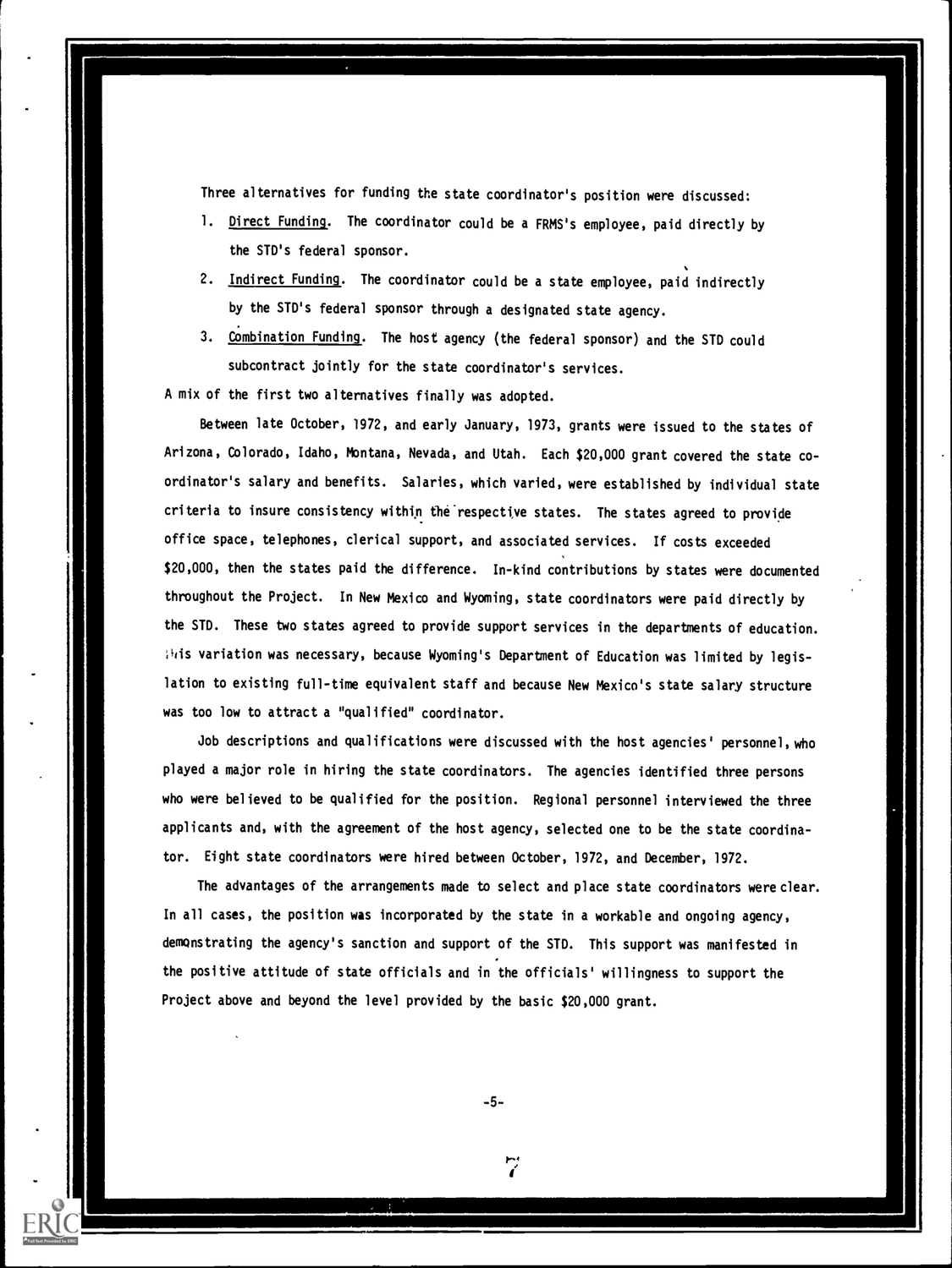Three alternatives for funding the state coordinator's position were discussed:

1. Direct Funding. The coordinator could be a FRMS's employee, paid directly by the STD's federal sponsor.
2. Indirect Funding. The coordinator could be a state employee, paid indirectly by the STD's federal sponsor through a designated state agency.
3. Combination Funding. The host agency (the federal sponsor) and the STD could subcontract jointly for the state coordinator's services.

A mix of the first two alternatives finally was adopted.

Between late October, 1972, and early January, 1973, grants were issued to the states of Arizona, Colorado, Idaho, Montana, Nevada, and Utah. Each $20,000 grant covered the state coordinator's salary and benefits. Salaries, which varied, were established by individual state criteria to insure consistency within the respective states. The states agreed to provide office space, telephones, clerical support, and associated services. If costs exceeded $20,000, then the states paid the difference. In-kind contributions by states were documented throughout the Project. In New Mexico and Wyoming, state coordinators were paid directly by the STD. These two states agreed to provide support services in the departments of education. This variation was necessary, because Wyoming's Department of Education was limited by legislation to existing full-time equivalent staff and because New Mexico's state salary structure was too low to attract a "qualified" coordinator.

Job descriptions and qualifications were discussed with the host agencies' personnel, who played a major role in hiring the state coordinators. The agencies identified three persons who were believed to be qualified for the position. Regional personnel interviewed the three applicants and, with the agreement of the host agency, selected one to be the state coordinator. Eight state coordinators were hired between October, 1972, and December, 1972.

The advantages of the arrangements made to select and place state coordinators were clear. In all cases, the position was incorporated by the state in a workable and ongoing agency, demonstrating the agency's sanction and support of the STD. This support was manifested in the positive attitude of state officials and in the officials' willingness to support the Project above and beyond the level provided by the basic $20,000 grant.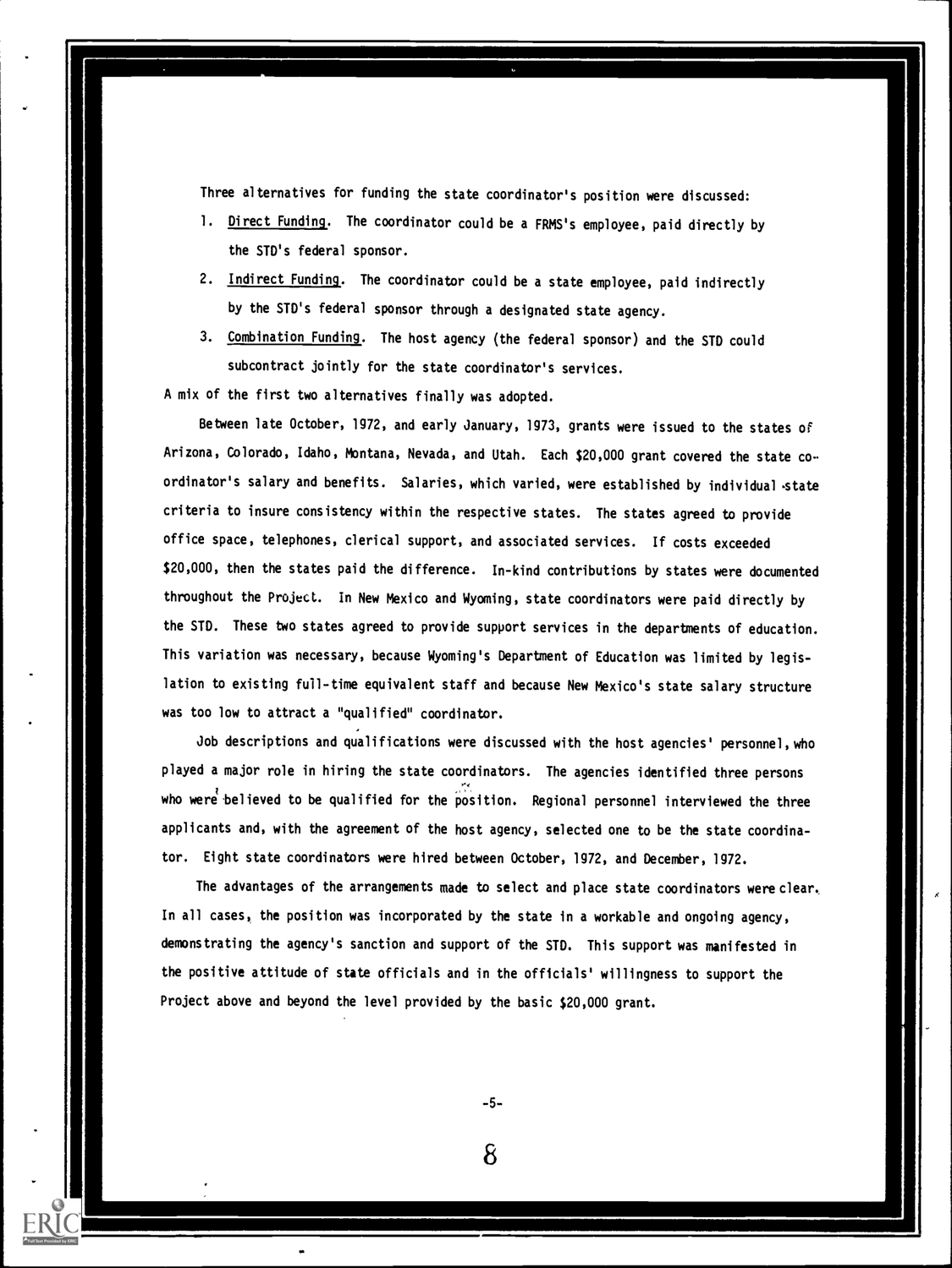Three alternatives for funding the state coordinator's position were discussed:

1. Direct Funding. The coordinator could be a FRMS's employee, paid directly by the STD's federal sponsor.
2. Indirect Funding. The coordinator could be a state employee, paid indirectly by the STD's federal sponsor through a designated state agency.
3. Combination Funding. The host agency (the federal sponsor) and the STD could subcontract jointly for the state coordinator's services.

A mix of the first two alternatives finally was adopted.

Between late October, 1972, and early January, 1973, grants were issued to the states of Arizona, Colorado, Idaho, Montana, Nevada, and Utah. Each $20,000 grant covered the state coordinator's salary and benefits. Salaries, which varied, were established by individual state criteria to insure consistency within the respective states. The states agreed to provide office space, telephones, clerical support, and associated services. If costs exceeded $20,000, then the states paid the difference. In-kind contributions by states were documented throughout the Project. In New Mexico and Wyoming, state coordinators were paid directly by the STD. These two states agreed to provide support services in the departments of education. This variation was necessary, because Wyoming's Department of Education was limited by legislation to existing full-time equivalent staff and because New Mexico's state salary structure was too low to attract a "qualified" coordinator.

Job descriptions and qualifications were discussed with the host agencies' personnel, who played a major role in hiring the state coordinators. The agencies identified three persons who were believed to be qualified for the position. Regional personnel interviewed the three applicants and, with the agreement of the host agency, selected one to be the state coordinator. Eight state coordinators were hired between October, 1972, and December, 1972.

The advantages of the arrangements made to select and place state coordinators were clear. In all cases, the position was incorporated by the state in a workable and ongoing agency, demonstrating the agency's sanction and support of the STD. This support was manifested in the positive attitude of state officials and in the officials' willingness to support the Project above and beyond the level provided by the basic $20,000 grant.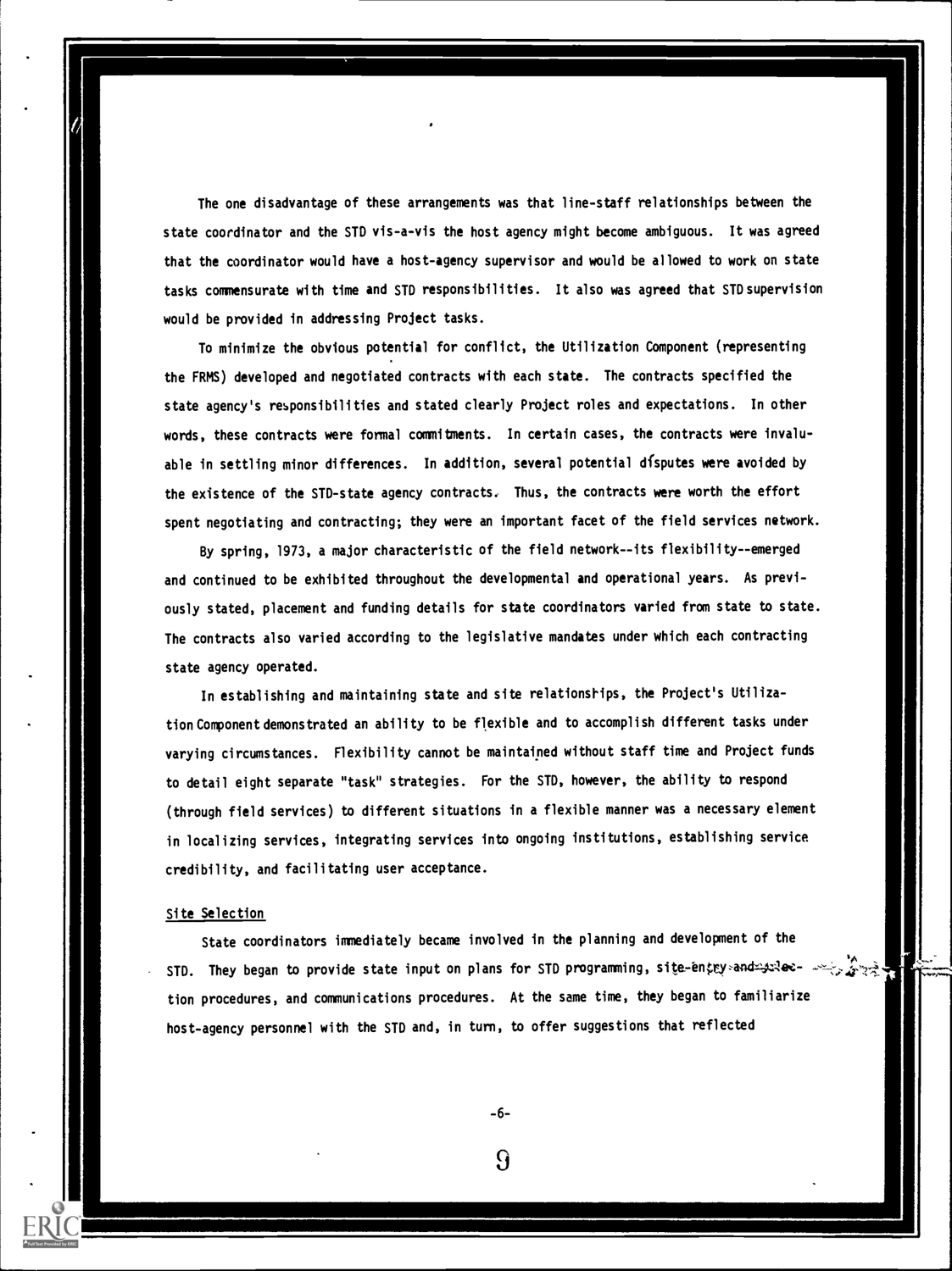The one disadvantage of these arrangements was that line-staff relationships between the state coordinator and the STD vis-a-vis the host agency might become ambiguous. It was agreed that the coordinator would have a host-agency supervisor and would be allowed to work on state tasks commensurate with time and STD responsibilities. It also was agreed that STD supervision would be provided in addressing Project tasks.

To minimize the obvious potential for conflict, the Utilization Component (representing the FRMS) developed and negotiated contracts with each state. The contracts specified the state agency's responsibilities and stated clearly Project roles and expectations. In other words, these contracts were formal commitments. In certain cases, the contracts were invaluable in settling minor differences. In addition, several potential disputes were avoided by the existence of the STD-state agency contracts. Thus, the contracts were worth the effort spent negotiating and contracting; they were an important facet of the field services network.

By spring, 1973, a major characteristic of the field network--its flexibility--emerged and continued to be exhibited throughout the developmental and operational years. As previously stated, placement and funding details for state coordinators varied from state to state. The contracts also varied according to the legislative mandates under which each contracting state agency operated.

In establishing and maintaining state and site relationships, the Project's Utilization Component demonstrated an ability to be flexible and to accomplish different tasks under varying circumstances. Flexibility cannot be maintained without staff time and Project funds to detail eight separate "task" strategies. For the STD, however, the ability to respond (through field services) to different situations in a flexible manner was a necessary element in localizing services, integrating services into ongoing institutions, establishing service credibility, and facilitating user acceptance.

## Site Selection

State coordinators immediately became involved in the planning and development of the STD. They began to provide state input on plans for STD programming, site-entry and selection procedures, and communications procedures. At the same time, they began to familiarize host-agency personnel with the STD and, in turn, to offer suggestions that reflected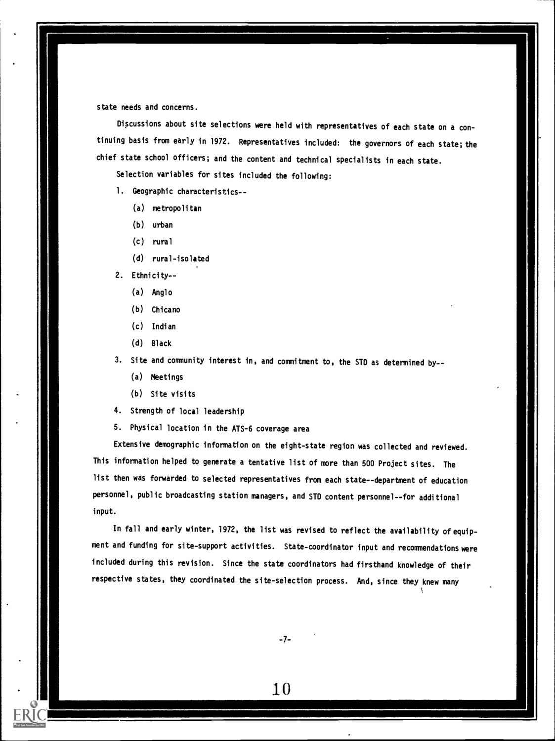state needs and concerns.

Discussions about site selections were held with representatives of each state on a continuing basis from early in 1972. Representatives included: the governors of each state; the chief state school officers; and the content and technical specialists in each state.

Selection variables for sites included the following:

1. Geographic characteristics--
   - (a) metropolitan
   - (b) urban
   - (c) rural
   - (d) rural-isolated
2. Ethnicity--
   - (a) Anglo
   - (b) Chicano
   - (c) Indian
   - (d) Black
3. Site and community interest in, and commitment to, the STD as determined by--
   - (a) Meetings
   - (b) Site visits
4. Strength of local leadership
5. Physical location in the ATS-6 coverage area

Extensive demographic information on the eight-state region was collected and reviewed. This information helped to generate a tentative list of more than 500 Project sites. The list then was forwarded to selected representatives from each state--department of education personnel, public broadcasting station managers, and STD content personnel--for additional input.

In fall and early winter, 1972, the list was revised to reflect the availability of equipment and funding for site-support activities. State-coordinator input and recommendations were included during this revision. Since the state coordinators had firsthand knowledge of their respective states, they coordinated the site-selection process. And, since they knew many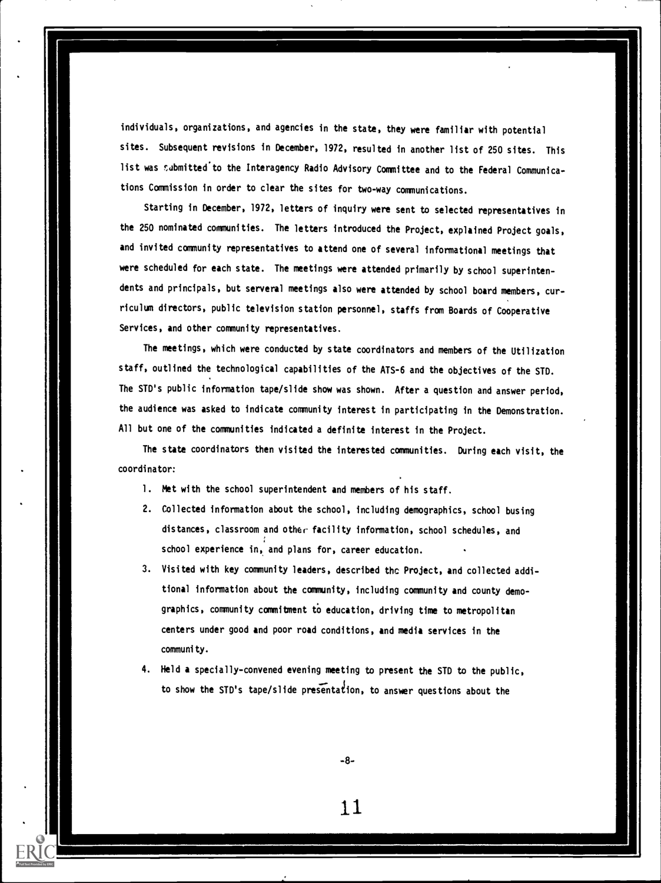individuals, organizations, and agencies in the state, they were familiar with potential sites. Subsequent revisions in December, 1972, resulted in another list of 250 sites. This list was submitted to the Interagency Radio Advisory Committee and to the Federal Communications Commission in order to clear the sites for two-way communications.

Starting in December, 1972, letters of inquiry were sent to selected representatives in the 250 nominated communities. The letters introduced the Project, explained Project goals, and invited community representatives to attend one of several informational meetings that were scheduled for each state. The meetings were attended primarily by school superintendents and principals, but serveral meetings also were attended by school board members, curriculum directors, public television station personnel, staffs from Boards of Cooperative Services, and other community representatives.

The meetings, which were conducted by state coordinators and members of the Utilization staff, outlined the technological capabilities of the ATS-6 and the objectives of the STD. The STD's public information tape/slide show was shown. After a question and answer period, the audience was asked to indicate community interest in participating in the Demonstration. All but one of the communities indicated a definite interest in the Project.

The state coordinators then visited the interested communities. During each visit, the coordinator:

1. Met with the school superintendent and members of his staff.
2. Collected information about the school, including demographics, school busing distances, classroom and other facility information, school schedules, and school experience in, and plans for, career education.
3. Visited with key community leaders, described the Project, and collected additional information about the community, including community and county demographics, community commitment to education, driving time to metropolitan centers under good and poor road conditions, and media services in the community.
4. Held a specially-convened evening meeting to present the STD to the public, to show the STD's tape/slide presentation, to answer questions about the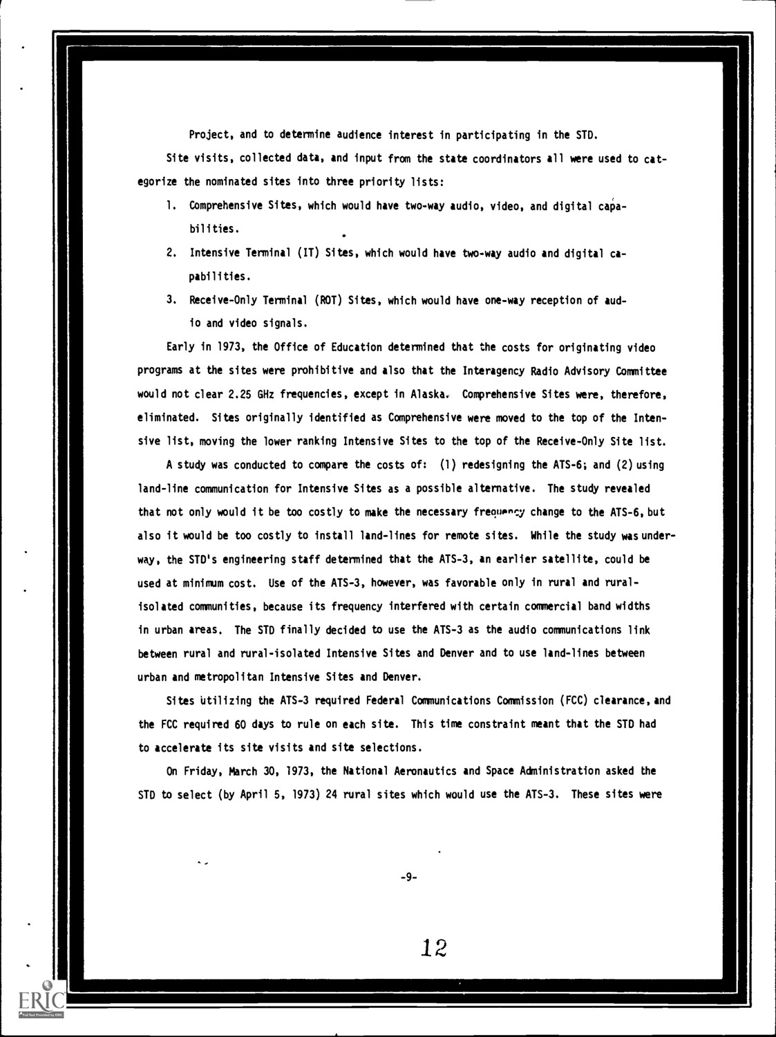Project, and to determine audience interest in participating in the STD.

Site visits, collected data, and input from the state coordinators all were used to categorize the nominated sites into three priority lists:

1. Comprehensive Sites, which would have two-way audio, video, and digital capabilities.
2. Intensive Terminal (IT) Sites, which would have two-way audio and digital capabilities.
3. Receive-Only Terminal (ROT) Sites, which would have one-way reception of audio and video signals.

Early in 1973, the Office of Education determined that the costs for originating video programs at the sites were prohibitive and also that the Interagency Radio Advisory Committee would not clear 2.25 GHz frequencies, except in Alaska. Comprehensive Sites were, therefore, eliminated. Sites originally identified as Comprehensive were moved to the top of the Intensive list, moving the lower ranking Intensive Sites to the top of the Receive-Only Site list.

A study was conducted to compare the costs of: (1) redesigning the ATS-6; and (2) using land-line communication for Intensive Sites as a possible alternative. The study revealed that not only would it be too costly to make the necessary frequency change to the ATS-6, but also it would be too costly to install land-lines for remote sites. While the study was underway, the STD's engineering staff determined that the ATS-3, an earlier satellite, could be used at minimum cost. Use of the ATS-3, however, was favorable only in rural and rural-isolated communities, because its frequency interfered with certain commercial band widths in urban areas. The STD finally decided to use the ATS-3 as the audio communications link between rural and rural-isolated Intensive Sites and Denver and to use land-lines between urban and metropolitan Intensive Sites and Denver.

Sites utilizing the ATS-3 required Federal Communications Commission (FCC) clearance, and the FCC required 60 days to rule on each site. This time constraint meant that the STD had to accelerate its site visits and site selections.

On Friday, March 30, 1973, the National Aeronautics and Space Administration asked the STD to select (by April 5, 1973) 24 rural sites which would use the ATS-3. These sites were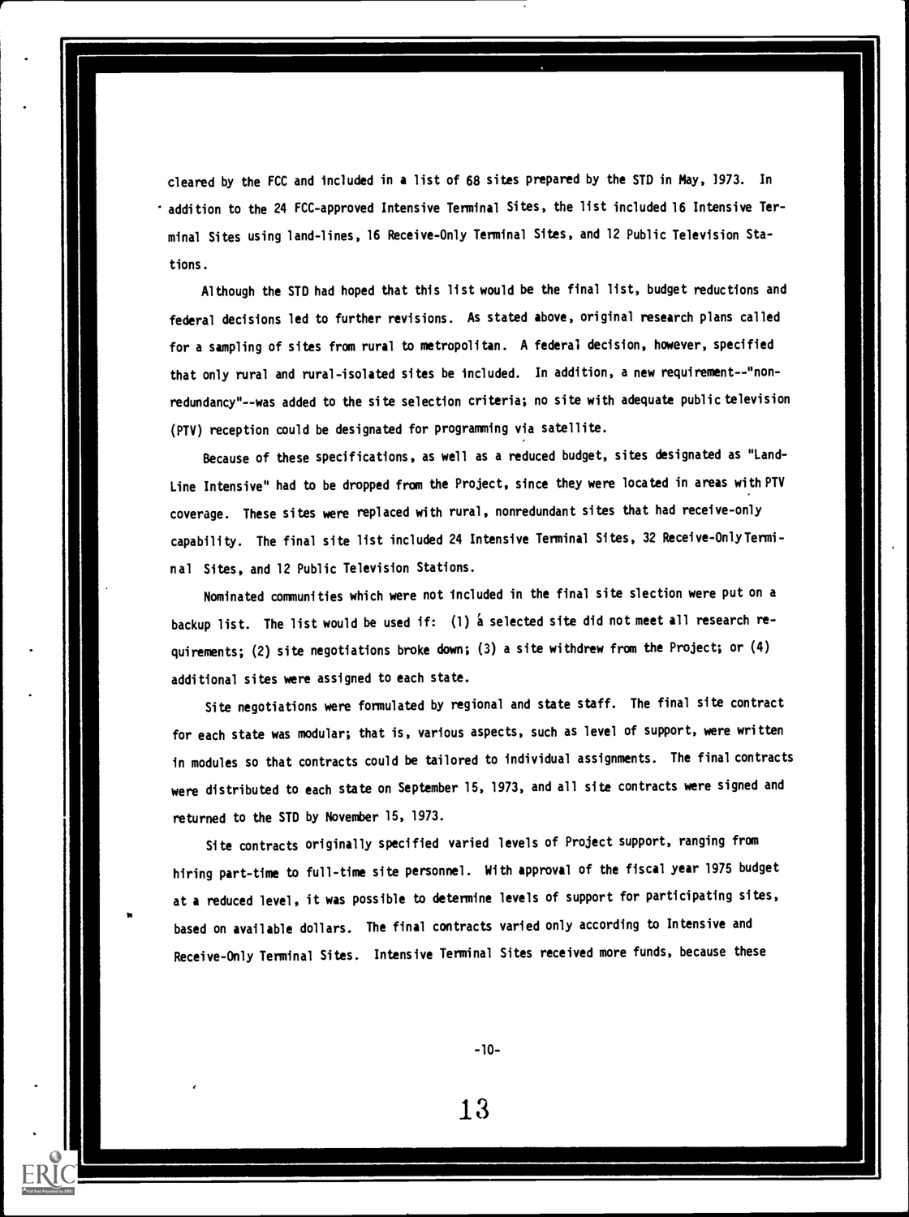cleared by the FCC and included in a list of 68 sites prepared by the STD in May, 1973. In addition to the 24 FCC-approved Intensive Terminal Sites, the list included 16 Intensive Terminal Sites using land-lines, 16 Receive-Only Terminal Sites, and 12 Public Television Stations.

Although the STD had hoped that this list would be the final list, budget reductions and federal decisions led to further revisions. As stated above, original research plans called for a sampling of sites from rural to metropolitan. A federal decision, however, specified that only rural and rural-isolated sites be included. In addition, a new requirement--"nonredundancy"--was added to the site selection criteria; no site with adequate public television (PTV) reception could be designated for programming via satellite.

Because of these specifications, as well as a reduced budget, sites designated as "Land-Line Intensive" had to be dropped from the Project, since they were located in areas with PTV coverage. These sites were replaced with rural, nonredundant sites that had receive-only capability. The final site list included 24 Intensive Terminal Sites, 32 Receive-Only Terminal Sites, and 12 Public Television Stations.

Nominated communities which were not included in the final site slection were put on a backup list. The list would be used if: (1) a selected site did not meet all research requirements; (2) site negotiations broke down; (3) a site withdrew from the Project; or (4) additional sites were assigned to each state.

Site negotiations were formulated by regional and state staff. The final site contract for each state was modular; that is, various aspects, such as level of support, were written in modules so that contracts could be tailored to individual assignments. The final contracts were distributed to each state on September 15, 1973, and all site contracts were signed and returned to the STD by November 15, 1973.

Site contracts originally specified varied levels of Project support, ranging from hiring part-time to full-time site personnel. With approval of the fiscal year 1975 budget at a reduced level, it was possible to determine levels of support for participating sites, based on available dollars. The final contracts varied only according to Intensive and Receive-Only Terminal Sites. Intensive Terminal Sites received more funds, because these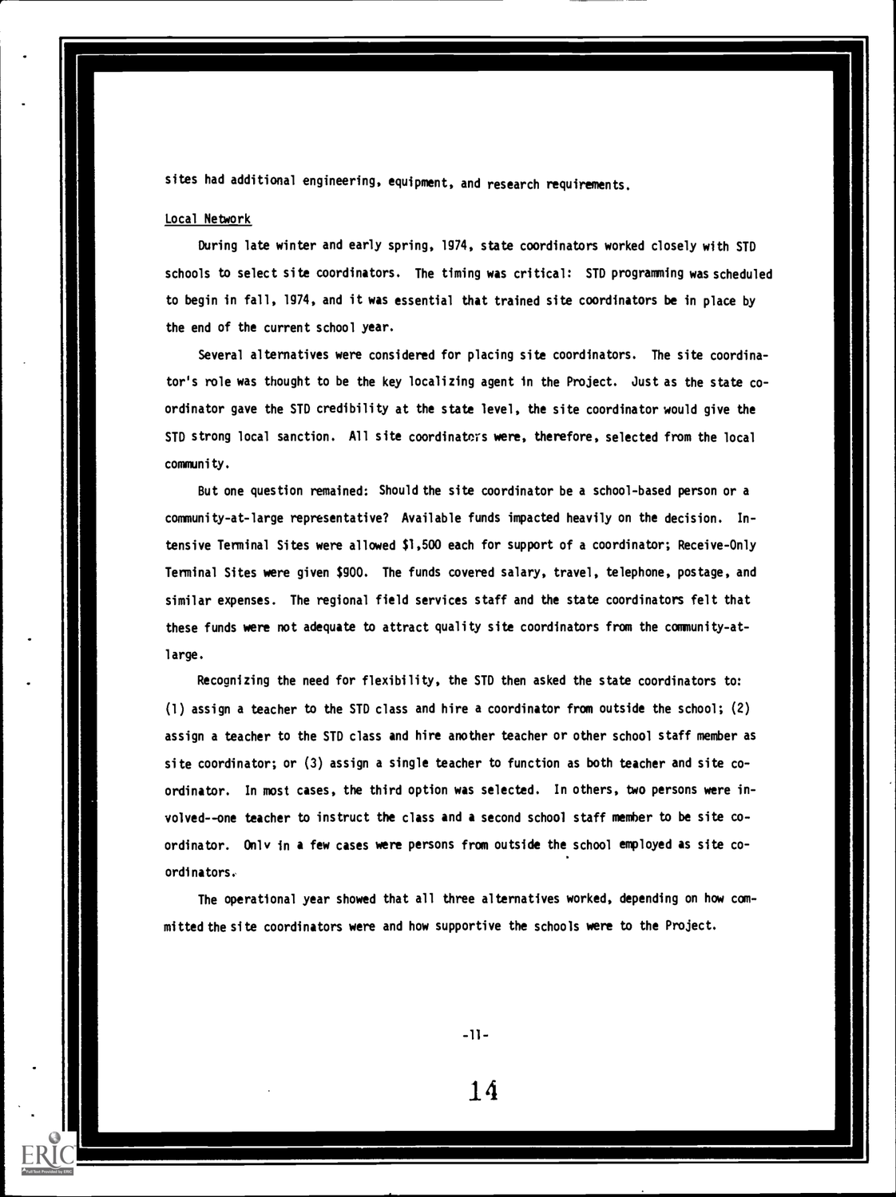sites had additional engineering, equipment, and research requirements.

Local Network

During late winter and early spring, 1974, state coordinators worked closely with STD schools to select site coordinators. The timing was critical: STD programming was scheduled to begin in fall, 1974, and it was essential that trained site coordinators be in place by the end of the current school year.

Several alternatives were considered for placing site coordinators. The site coordinator's role was thought to be the key localizing agent in the Project. Just as the state coordinator gave the STD credibility at the state level, the site coordinator would give the STD strong local sanction. All site coordinators were, therefore, selected from the local community.

But one question remained: Should the site coordinator be a school-based person or a community-at-large representative? Available funds impacted heavily on the decision. Intensive Terminal Sites were allowed $1,500 each for support of a coordinator; Receive-Only Terminal Sites were given $900. The funds covered salary, travel, telephone, postage, and similar expenses. The regional field services staff and the state coordinators felt that these funds were not adequate to attract quality site coordinators from the community-at-large.

Recognizing the need for flexibility, the STD then asked the state coordinators to: (1) assign a teacher to the STD class and hire a coordinator from outside the school; (2) assign a teacher to the STD class and hire another teacher or other school staff member as site coordinator; or (3) assign a single teacher to function as both teacher and site coordinator. In most cases, the third option was selected. In others, two persons were involved--one teacher to instruct the class and a second school staff member to be site coordinator. Only in a few cases were persons from outside the school employed as site coordinators.

The operational year showed that all three alternatives worked, depending on how committed the site coordinators were and how supportive the schools were to the Project.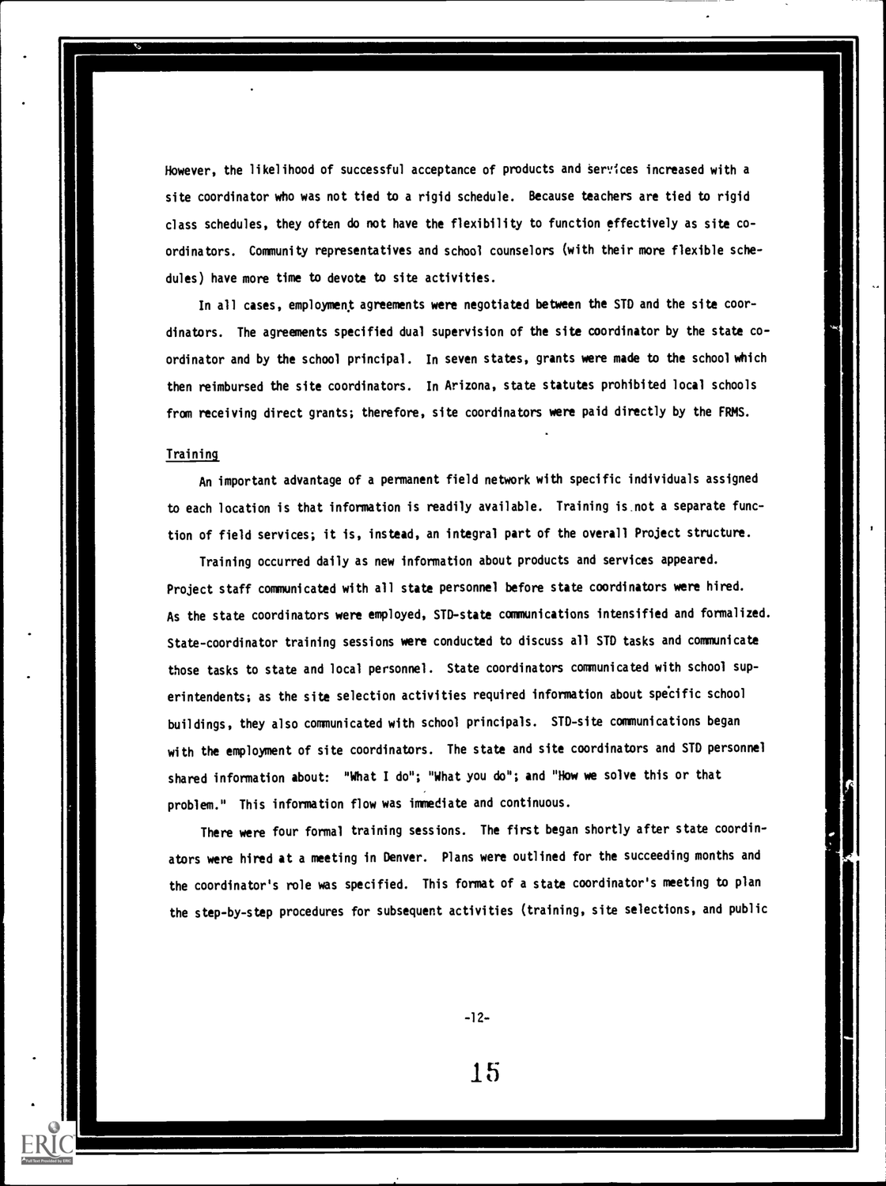However, the likelihood of successful acceptance of products and services increased with a site coordinator who was not tied to a rigid schedule. Because teachers are tied to rigid class schedules, they often do not have the flexibility to function effectively as site coordinators. Community representatives and school counselors (with their more flexible schedules) have more time to devote to site activities.

In all cases, employment agreements were negotiated between the STD and the site coordinators. The agreements specified dual supervision of the site coordinator by the state coordinator and by the school principal. In seven states, grants were made to the school which then reimbursed the site coordinators. In Arizona, state statutes prohibited local schools from receiving direct grants; therefore, site coordinators were paid directly by the FRMS.

## Training

An important advantage of a permanent field network with specific individuals assigned to each location is that information is readily available. Training is not a separate function of field services; it is, instead, an integral part of the overall Project structure.

Training occurred daily as new information about products and services appeared. Project staff communicated with all state personnel before state coordinators were hired. As the state coordinators were employed, STD-state communications intensified and formalized. State-coordinator training sessions were conducted to discuss all STD tasks and communicate those tasks to state and local personnel. State coordinators communicated with school superintendents; as the site selection activities required information about specific school buildings, they also communicated with school principals. STD-site communications began with the employment of site coordinators. The state and site coordinators and STD personnel shared information about: "What I do"; "What you do"; and "How we solve this or that problem." This information flow was immediate and continuous.

There were four formal training sessions. The first began shortly after state coordinators were hired at a meeting in Denver. Plans were outlined for the succeeding months and the coordinator's role was specified. This format of a state coordinator's meeting to plan the step-by-step procedures for subsequent activities (training, site selections, and public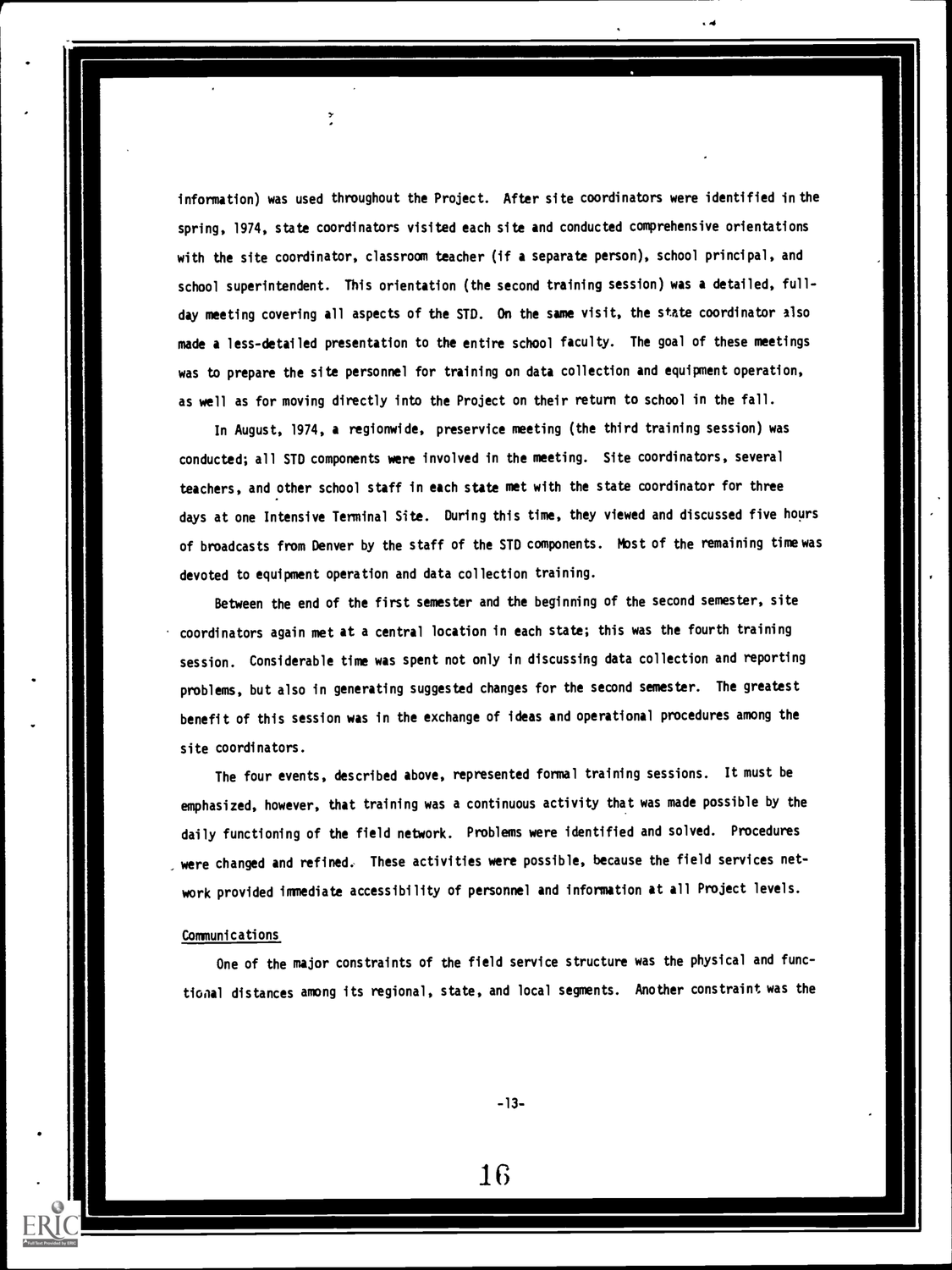information) was used throughout the Project. After site coordinators were identified in the spring, 1974, state coordinators visited each site and conducted comprehensive orientations with the site coordinator, classroom teacher (if a separate person), school principal, and school superintendent. This orientation (the second training session) was a detailed, full-day meeting covering all aspects of the STD. On the same visit, the state coordinator also made a less-detailed presentation to the entire school faculty. The goal of these meetings was to prepare the site personnel for training on data collection and equipment operation, as well as for moving directly into the Project on their return to school in the fall.

In August, 1974, a regionwide, preservice meeting (the third training session) was conducted; all STD components were involved in the meeting. Site coordinators, several teachers, and other school staff in each state met with the state coordinator for three days at one Intensive Terminal Site. During this time, they viewed and discussed five hours of broadcasts from Denver by the staff of the STD components. Most of the remaining time was devoted to equipment operation and data collection training.

Between the end of the first semester and the beginning of the second semester, site coordinators again met at a central location in each state; this was the fourth training session. Considerable time was spent not only in discussing data collection and reporting problems, but also in generating suggested changes for the second semester. The greatest benefit of this session was in the exchange of ideas and operational procedures among the site coordinators.

The four events, described above, represented formal training sessions. It must be emphasized, however, that training was a continuous activity that was made possible by the daily functioning of the field network. Problems were identified and solved. Procedures were changed and refined. These activities were possible, because the field services network provided immediate accessibility of personnel and information at all Project levels.

## Communications

One of the major constraints of the field service structure was the physical and functional distances among its regional, state, and local segments. Another constraint was the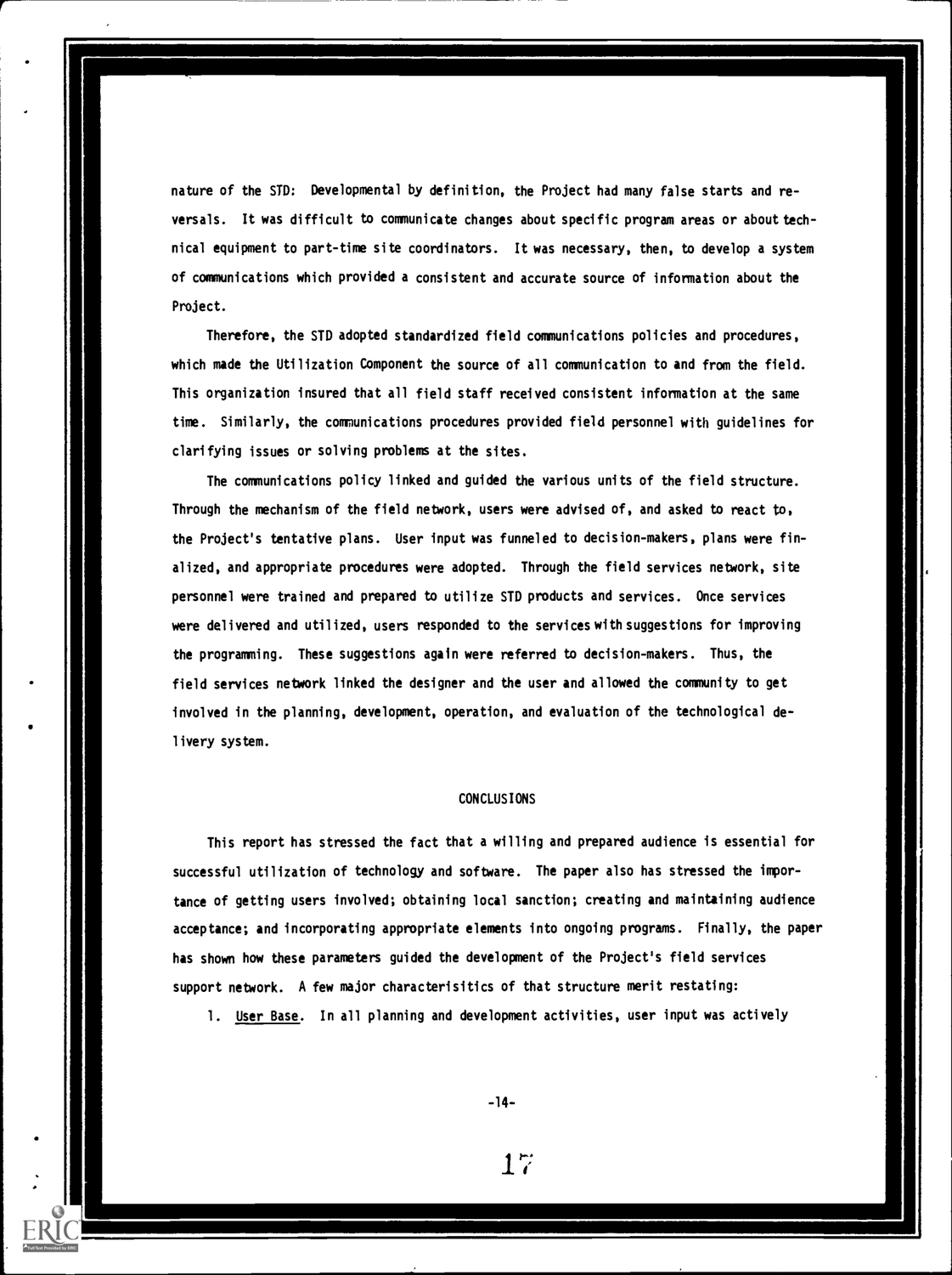nature of the STD: Developmental by definition, the Project had many false starts and reversals. It was difficult to communicate changes about specific program areas or about technical equipment to part-time site coordinators. It was necessary, then, to develop a system of communications which provided a consistent and accurate source of information about the Project.

Therefore, the STD adopted standardized field communications policies and procedures, which made the Utilization Component the source of all communication to and from the field. This organization insured that all field staff received consistent information at the same time. Similarly, the communications procedures provided field personnel with guidelines for clarifying issues or solving problems at the sites.

The communications policy linked and guided the various units of the field structure. Through the mechanism of the field network, users were advised of, and asked to react to, the Project's tentative plans. User input was funneled to decision-makers, plans were finalized, and appropriate procedures were adopted. Through the field services network, site personnel were trained and prepared to utilize STD products and services. Once services were delivered and utilized, users responded to the services with suggestions for improving the programming. These suggestions again were referred to decision-makers. Thus, the field services network linked the designer and the user and allowed the community to get involved in the planning, development, operation, and evaluation of the technological delivery system.

## CONCLUSIONS

This report has stressed the fact that a willing and prepared audience is essential for successful utilization of technology and software. The paper also has stressed the importance of getting users involved; obtaining local sanction; creating and maintaining audience acceptance; and incorporating appropriate elements into ongoing programs. Finally, the paper has shown how these parameters guided the development of the Project's field services support network. A few major characterisitics of that structure merit restating:

1. User Base. In all planning and development activities, user input was actively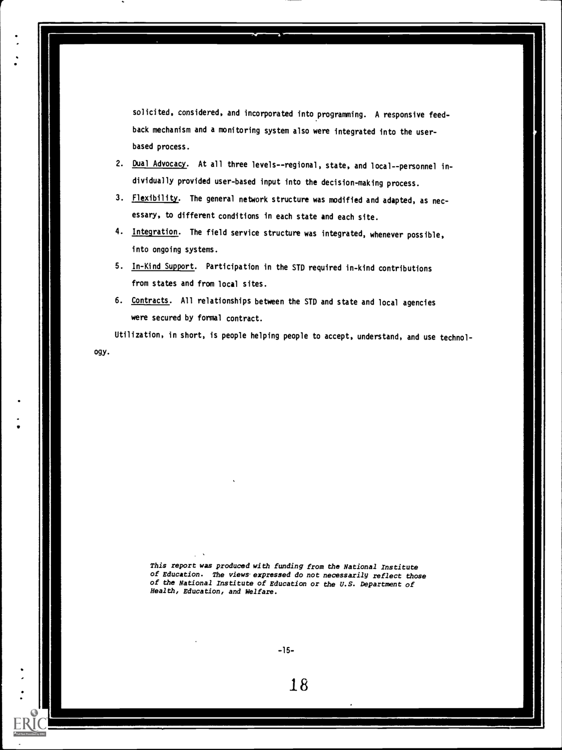solicited, considered, and incorporated into programming. A responsive feedback mechanism and a monitoring system also were integrated into the user-based process.

2. Dual Advocacy. At all three levels--regional, state, and local--personnel individually provided user-based input into the decision-making process.
3. Flexibility. The general network structure was modified and adapted, as necessary, to different conditions in each state and each site.
4. Integration. The field service structure was integrated, whenever possible, into ongoing systems.
5. In-Kind Support. Participation in the STD required in-kind contributions from states and from local sites.
6. Contracts. All relationships between the STD and state and local agencies were secured by formal contract.

Utilization, in short, is people helping people to accept, understand, and use technology.

*This report was produced with funding from the National Institute of Education. The views expressed do not necessarily reflect those of the National Institute of Education or the U.S. Department of Health, Education, and Welfare.*